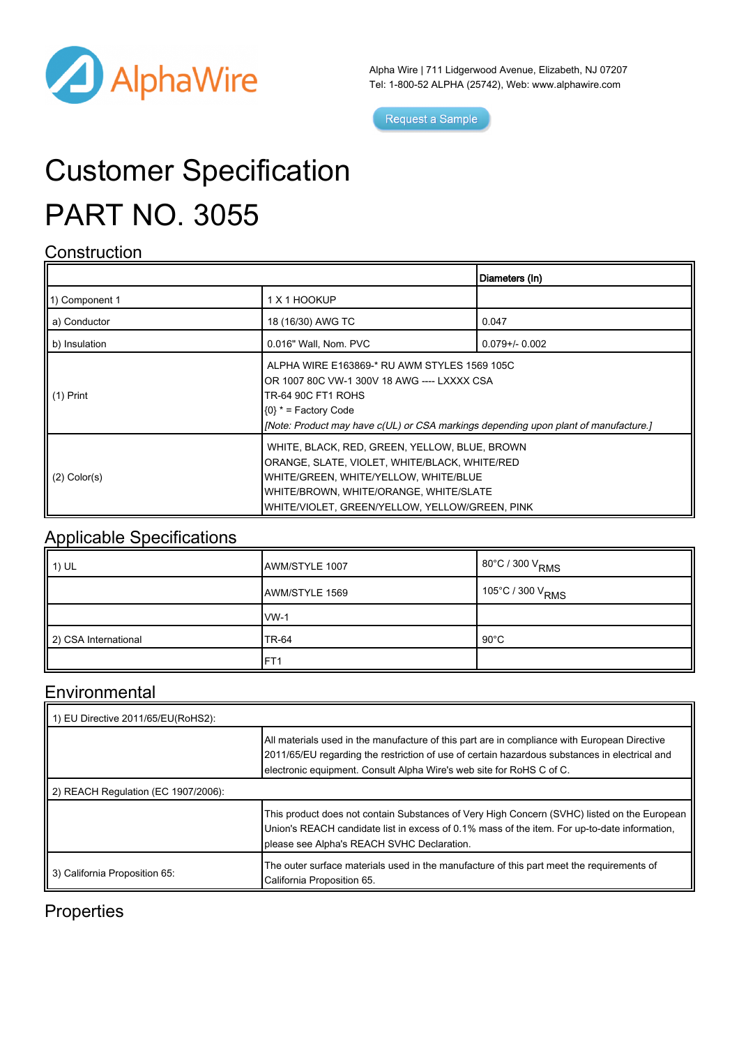Alpha Wire | 711 Lidgerwood Avenue, Elizabeth, NJ 07207
Tel: 1-800-52 ALPHA (25742), Web: www.alphawire.com

Request a Sample

# Customer Specification

# PART NO. 3055

## Construction

| | | Diameters (In) |
|---|---|---|
| 1) Component 1 | 1 X 1 HOOKUP | |
| a) Conductor | 18 (16/30) AWG TC | 0.047 |
| b) Insulation | 0.016" Wall, Nom. PVC | 0.079+/- 0.002 |
| (1) Print | ALPHA WIRE E163869-* RU AWM STYLES 1569 105C<br>OR 1007 80C VW-1 300V 18 AWG ---- LXXXX CSA<br>TR-64 90C FT1 ROHS<br>{0} * = Factory Code<br>*[Note: Product may have c(UL) or CSA markings depending upon plant of manufacture.]* | |
| (2) Color(s) | WHITE, BLACK, RED, GREEN, YELLOW, BLUE, BROWN<br>ORANGE, SLATE, VIOLET, WHITE/BLACK, WHITE/RED<br>WHITE/GREEN, WHITE/YELLOW, WHITE/BLUE<br>WHITE/BROWN, WHITE/ORANGE, WHITE/SLATE<br>WHITE/VIOLET, GREEN/YELLOW, YELLOW/GREEN, PINK | |

## Applicable Specifications

| | | |
|---|---|---|
| 1) UL | AWM/STYLE 1007 | 80°C / 300 $V_{RMS}$ |
| | AWM/STYLE 1569 | 105°C / 300 $V_{RMS}$ |
| | VW-1 | |
| 2) CSA International | TR-64 | 90°C |
| | FT1 | |

## Environmental

| | |
|---|---|
| 1) EU Directive 2011/65/EU(RoHS2): | |
| | All materials used in the manufacture of this part are in compliance with European Directive 2011/65/EU regarding the restriction of use of certain hazardous substances in electrical and electronic equipment. Consult Alpha Wire's web site for RoHS C of C. |
| 2) REACH Regulation (EC 1907/2006): | |
| | This product does not contain Substances of Very High Concern (SVHC) listed on the European Union's REACH candidate list in excess of 0.1% mass of the item. For up-to-date information, please see Alpha's REACH SVHC Declaration. |
| 3) California Proposition 65: | The outer surface materials used in the manufacture of this part meet the requirements of California Proposition 65. |

## Properties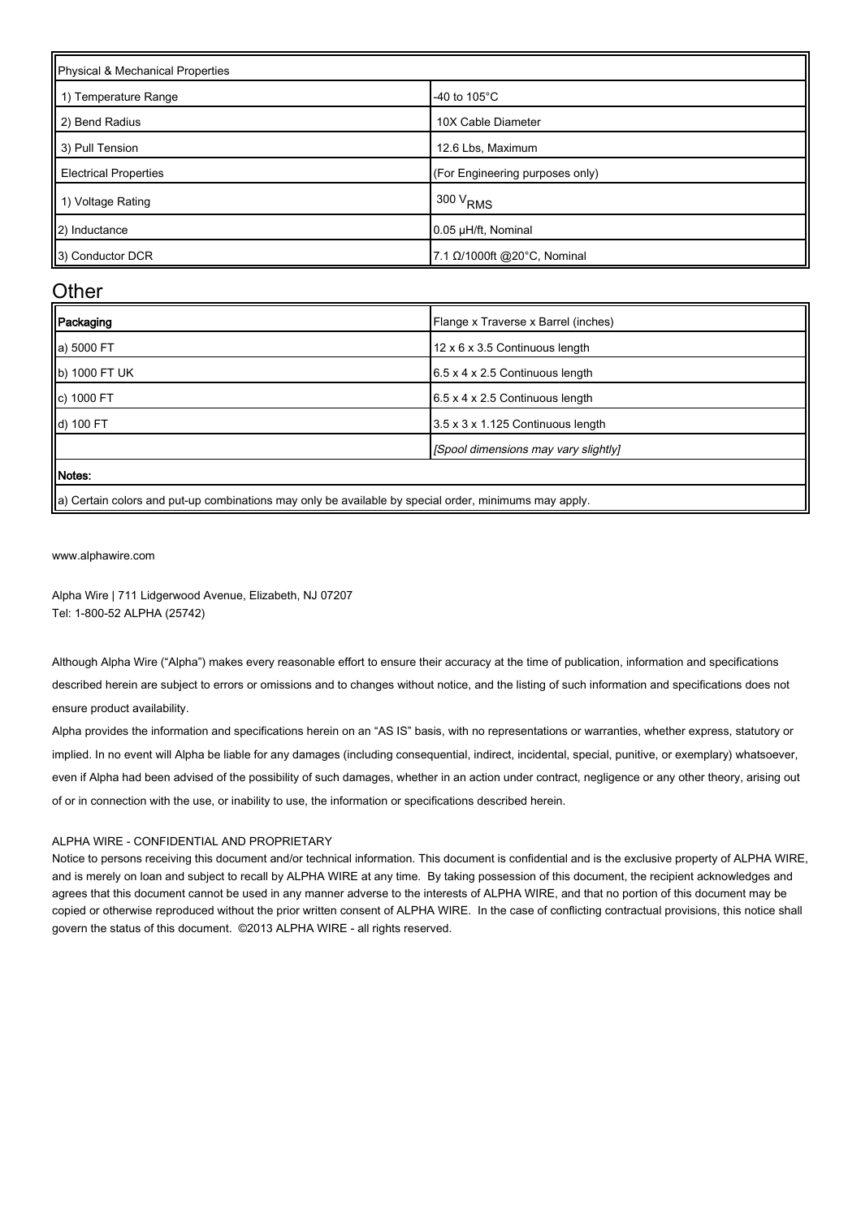| Physical & Mechanical Properties | |
|---|---|
| 1) Temperature Range | -40 to 105°C |
| 2) Bend Radius | 10X Cable Diameter |
| 3) Pull Tension | 12.6 Lbs, Maximum |
| Electrical Properties | (For Engineering purposes only) |
| 1) Voltage Rating | 300 $V_{RMS}$ |
| 2) Inductance | 0.05 µH/ft, Nominal |
| 3) Conductor DCR | 7.1 Ω/1000ft @20°C, Nominal |

## Other

| Packaging | Flange x Traverse x Barrel (inches) |
|---|---|
| a) 5000 FT | 12 x 6 x 3.5 Continuous length |
| b) 1000 FT UK | 6.5 x 4 x 2.5 Continuous length |
| c) 1000 FT | 6.5 x 4 x 2.5 Continuous length |
| d) 100 FT | 3.5 x 3 x 1.125 Continuous length |
| | *[Spool dimensions may vary slightly]* |
| **Notes:** | |
| a) Certain colors and put-up combinations may only be available by special order, minimums may apply. | |

www.alphawire.com

Alpha Wire | 711 Lidgerwood Avenue, Elizabeth, NJ 07207
Tel: 1-800-52 ALPHA (25742)

Although Alpha Wire ("Alpha") makes every reasonable effort to ensure their accuracy at the time of publication, information and specifications described herein are subject to errors or omissions and to changes without notice, and the listing of such information and specifications does not ensure product availability.

Alpha provides the information and specifications herein on an "AS IS" basis, with no representations or warranties, whether express, statutory or implied. In no event will Alpha be liable for any damages (including consequential, indirect, incidental, special, punitive, or exemplary) whatsoever, even if Alpha had been advised of the possibility of such damages, whether in an action under contract, negligence or any other theory, arising out of or in connection with the use, or inability to use, the information or specifications described herein.

ALPHA WIRE - CONFIDENTIAL AND PROPRIETARY

Notice to persons receiving this document and/or technical information. This document is confidential and is the exclusive property of ALPHA WIRE, and is merely on loan and subject to recall by ALPHA WIRE at any time. By taking possession of this document, the recipient acknowledges and agrees that this document cannot be used in any manner adverse to the interests of ALPHA WIRE, and that no portion of this document may be copied or otherwise reproduced without the prior written consent of ALPHA WIRE. In the case of conflicting contractual provisions, this notice shall govern the status of this document. ©2013 ALPHA WIRE - all rights reserved.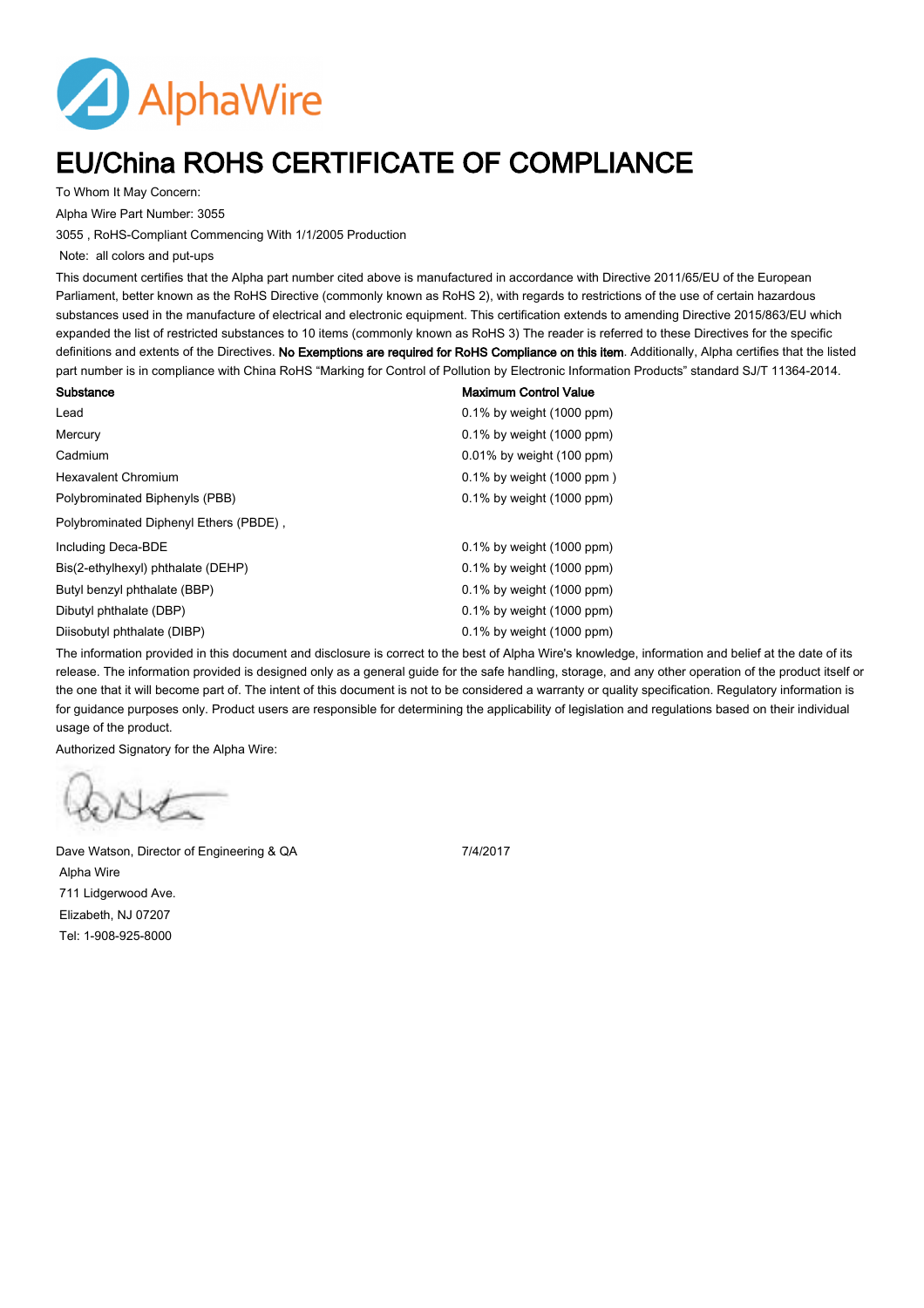AlphaWire

# EU/China ROHS CERTIFICATE OF COMPLIANCE

To Whom It May Concern:

Alpha Wire Part Number: 3055

3055 , RoHS-Compliant Commencing With 1/1/2005 Production

Note: all colors and put-ups

This document certifies that the Alpha part number cited above is manufactured in accordance with Directive 2011/65/EU of the European Parliament, better known as the RoHS Directive (commonly known as RoHS 2), with regards to restrictions of the use of certain hazardous substances used in the manufacture of electrical and electronic equipment. This certification extends to amending Directive 2015/863/EU which expanded the list of restricted substances to 10 items (commonly known as RoHS 3) The reader is referred to these Directives for the specific definitions and extents of the Directives. **No Exemptions are required for RoHS Compliance on this item**. Additionally, Alpha certifies that the listed part number is in compliance with China RoHS "Marking for Control of Pollution by Electronic Information Products" standard SJ/T 11364-2014.

| Substance | Maximum Control Value |
|---|---|
| Lead | 0.1% by weight (1000 ppm) |
| Mercury | 0.1% by weight (1000 ppm) |
| Cadmium | 0.01% by weight (100 ppm) |
| Hexavalent Chromium | 0.1% by weight (1000 ppm ) |
| Polybrominated Biphenyls (PBB) | 0.1% by weight (1000 ppm) |
| Polybrominated Diphenyl Ethers (PBDE) , | |
| Including Deca-BDE | 0.1% by weight (1000 ppm) |
| Bis(2-ethylhexyl) phthalate (DEHP) | 0.1% by weight (1000 ppm) |
| Butyl benzyl phthalate (BBP) | 0.1% by weight (1000 ppm) |
| Dibutyl phthalate (DBP) | 0.1% by weight (1000 ppm) |
| Diisobutyl phthalate (DIBP) | 0.1% by weight (1000 ppm) |

The information provided in this document and disclosure is correct to the best of Alpha Wire's knowledge, information and belief at the date of its release. The information provided is designed only as a general guide for the safe handling, storage, and any other operation of the product itself or the one that it will become part of. The intent of this document is not to be considered a warranty or quality specification. Regulatory information is for guidance purposes only. Product users are responsible for determining the applicability of legislation and regulations based on their individual usage of the product.

Authorized Signatory for the Alpha Wire:

Dave Watson, Director of Engineering & QA 7/4/2017

Alpha Wire
711 Lidgerwood Ave.
Elizabeth, NJ 07207
Tel: 1-908-925-8000